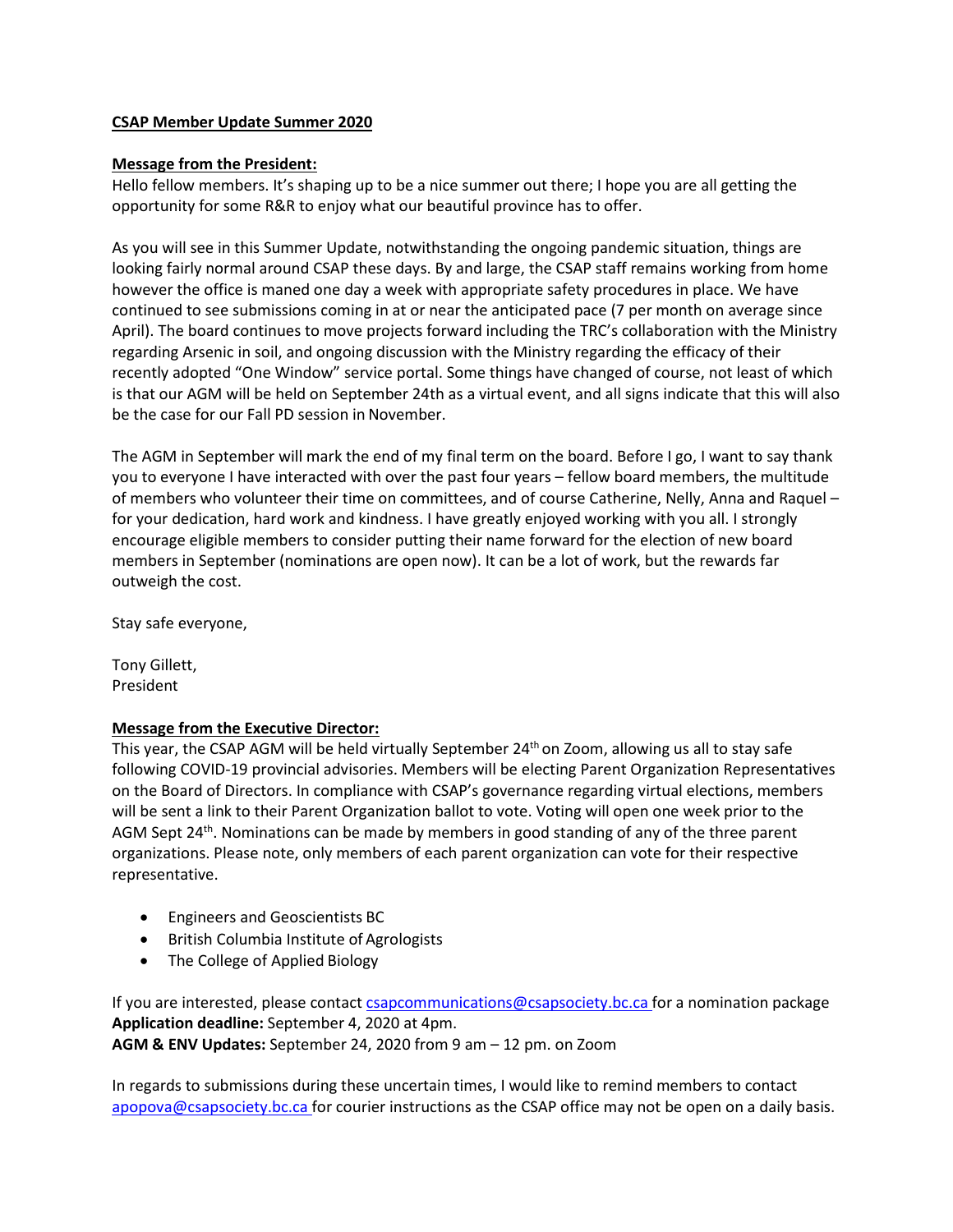**CSAP Member Update Summer 2020**

**Message from the President:**

Hello fellow members. It's shaping up to be a nice summer out there; I hope you are all getting the opportunity for some R&R to enjoy what our beautiful province has to offer.

As you will see in this Summer Update, notwithstanding the ongoing pandemic situation, things are looking fairly normal around CSAP these days. By and large, the CSAP staff remains working from home however the office is maned one day a week with appropriate safety procedures in place. We have continued to see submissions coming in at or near the anticipated pace (7 per month on average since April). The board continues to move projects forward including the TRC's collaboration with the Ministry regarding Arsenic in soil, and ongoing discussion with the Ministry regarding the efficacy of their recently adopted "One Window" service portal. Some things have changed of course, not least of which is that our AGM will be held on September 24th as a virtual event, and all signs indicate that this will also be the case for our Fall PD session in November.

The AGM in September will mark the end of my final term on the board. Before I go, I want to say thank you to everyone I have interacted with over the past four years – fellow board members, the multitude of members who volunteer their time on committees, and of course Catherine, Nelly, Anna and Raquel – for your dedication, hard work and kindness. I have greatly enjoyed working with you all. I strongly encourage eligible members to consider putting their name forward for the election of new board members in September (nominations are open now). It can be a lot of work, but the rewards far outweigh the cost.

Stay safe everyone,

Tony Gillett,
President

**Message from the Executive Director:**

This year, the CSAP AGM will be held virtually September 24th on Zoom, allowing us all to stay safe following COVID-19 provincial advisories. Members will be electing Parent Organization Representatives on the Board of Directors. In compliance with CSAP's governance regarding virtual elections, members will be sent a link to their Parent Organization ballot to vote. Voting will open one week prior to the AGM Sept 24th. Nominations can be made by members in good standing of any of the three parent organizations. Please note, only members of each parent organization can vote for their respective representative.

- Engineers and Geoscientists BC
- British Columbia Institute of Agrologists
- The College of Applied Biology

If you are interested, please contact csapcommunications@csapsociety.bc.ca for a nomination package
**Application deadline:** September 4, 2020 at 4pm.
**AGM & ENV Updates:** September 24, 2020 from 9 am – 12 pm. on Zoom

In regards to submissions during these uncertain times, I would like to remind members to contact apopova@csapsociety.bc.ca for courier instructions as the CSAP office may not be open on a daily basis.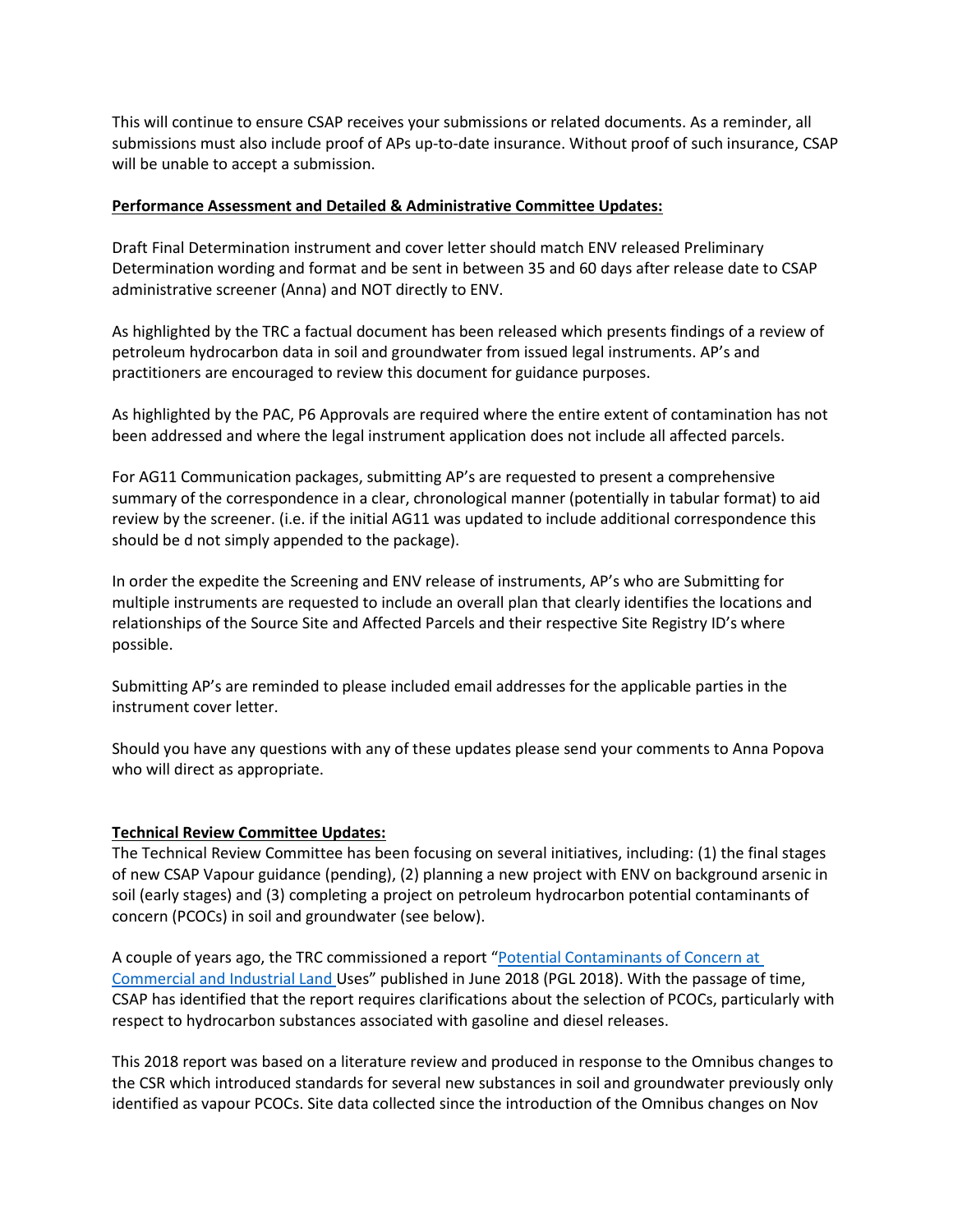This will continue to ensure CSAP receives your submissions or related documents. As a reminder, all submissions must also include proof of APs up-to-date insurance. Without proof of such insurance, CSAP will be unable to accept a submission.

**Performance Assessment and Detailed & Administrative Committee Updates:**

Draft Final Determination instrument and cover letter should match ENV released Preliminary Determination wording and format and be sent in between 35 and 60 days after release date to CSAP administrative screener (Anna) and NOT directly to ENV.

As highlighted by the TRC a factual document has been released which presents findings of a review of petroleum hydrocarbon data in soil and groundwater from issued legal instruments. AP's and practitioners are encouraged to review this document for guidance purposes.

As highlighted by the PAC, P6 Approvals are required where the entire extent of contamination has not been addressed and where the legal instrument application does not include all affected parcels.

For AG11 Communication packages, submitting AP's are requested to present a comprehensive summary of the correspondence in a clear, chronological manner (potentially in tabular format) to aid review by the screener. (i.e. if the initial AG11 was updated to include additional correspondence this should be d not simply appended to the package).

In order the expedite the Screening and ENV release of instruments, AP's who are Submitting for multiple instruments are requested to include an overall plan that clearly identifies the locations and relationships of the Source Site and Affected Parcels and their respective Site Registry ID's where possible.

Submitting AP's are reminded to please included email addresses for the applicable parties in the instrument cover letter.

Should you have any questions with any of these updates please send your comments to Anna Popova who will direct as appropriate.

**Technical Review Committee Updates:**

The Technical Review Committee has been focusing on several initiatives, including: (1) the final stages of new CSAP Vapour guidance (pending), (2) planning a new project with ENV on background arsenic in soil (early stages) and (3) completing a project on petroleum hydrocarbon potential contaminants of concern (PCOCs) in soil and groundwater (see below).

A couple of years ago, the TRC commissioned a report "Potential Contaminants of Concern at Commercial and Industrial Land Uses" published in June 2018 (PGL 2018). With the passage of time, CSAP has identified that the report requires clarifications about the selection of PCOCs, particularly with respect to hydrocarbon substances associated with gasoline and diesel releases.

This 2018 report was based on a literature review and produced in response to the Omnibus changes to the CSR which introduced standards for several new substances in soil and groundwater previously only identified as vapour PCOCs. Site data collected since the introduction of the Omnibus changes on Nov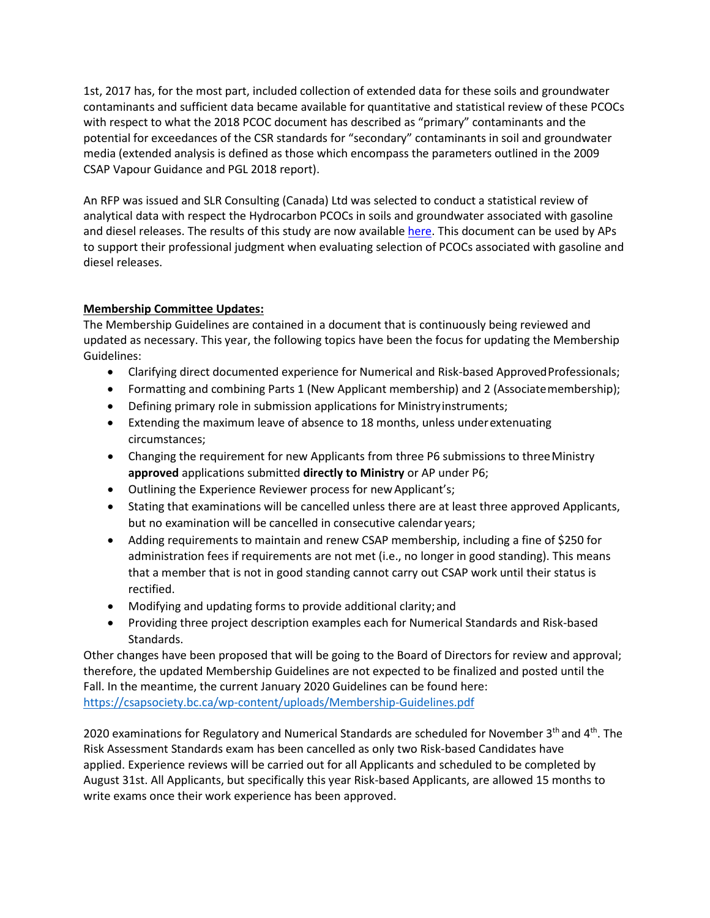1st, 2017 has, for the most part, included collection of extended data for these soils and groundwater contaminants and sufficient data became available for quantitative and statistical review of these PCOCs with respect to what the 2018 PCOC document has described as "primary" contaminants and the potential for exceedances of the CSR standards for "secondary" contaminants in soil and groundwater media (extended analysis is defined as those which encompass the parameters outlined in the 2009 CSAP Vapour Guidance and PGL 2018 report).

An RFP was issued and SLR Consulting (Canada) Ltd was selected to conduct a statistical review of analytical data with respect the Hydrocarbon PCOCs in soils and groundwater associated with gasoline and diesel releases. The results of this study are now available here. This document can be used by APs to support their professional judgment when evaluating selection of PCOCs associated with gasoline and diesel releases.

**Membership Committee Updates:**

The Membership Guidelines are contained in a document that is continuously being reviewed and updated as necessary. This year, the following topics have been the focus for updating the Membership Guidelines:

- Clarifying direct documented experience for Numerical and Risk-based Approved Professionals;
- Formatting and combining Parts 1 (New Applicant membership) and 2 (Associate membership);
- Defining primary role in submission applications for Ministry instruments;
- Extending the maximum leave of absence to 18 months, unless under extenuating circumstances;
- Changing the requirement for new Applicants from three P6 submissions to three Ministry **approved** applications submitted **directly to Ministry** or AP under P6;
- Outlining the Experience Reviewer process for new Applicant's;
- Stating that examinations will be cancelled unless there are at least three approved Applicants, but no examination will be cancelled in consecutive calendar years;
- Adding requirements to maintain and renew CSAP membership, including a fine of $250 for administration fees if requirements are not met (i.e., no longer in good standing). This means that a member that is not in good standing cannot carry out CSAP work until their status is rectified.
- Modifying and updating forms to provide additional clarity; and
- Providing three project description examples each for Numerical Standards and Risk-based Standards.

Other changes have been proposed that will be going to the Board of Directors for review and approval; therefore, the updated Membership Guidelines are not expected to be finalized and posted until the Fall. In the meantime, the current January 2020 Guidelines can be found here: https://csapsociety.bc.ca/wp-content/uploads/Membership-Guidelines.pdf

2020 examinations for Regulatory and Numerical Standards are scheduled for November 3rd and 4th. The Risk Assessment Standards exam has been cancelled as only two Risk-based Candidates have applied. Experience reviews will be carried out for all Applicants and scheduled to be completed by August 31st. All Applicants, but specifically this year Risk-based Applicants, are allowed 15 months to write exams once their work experience has been approved.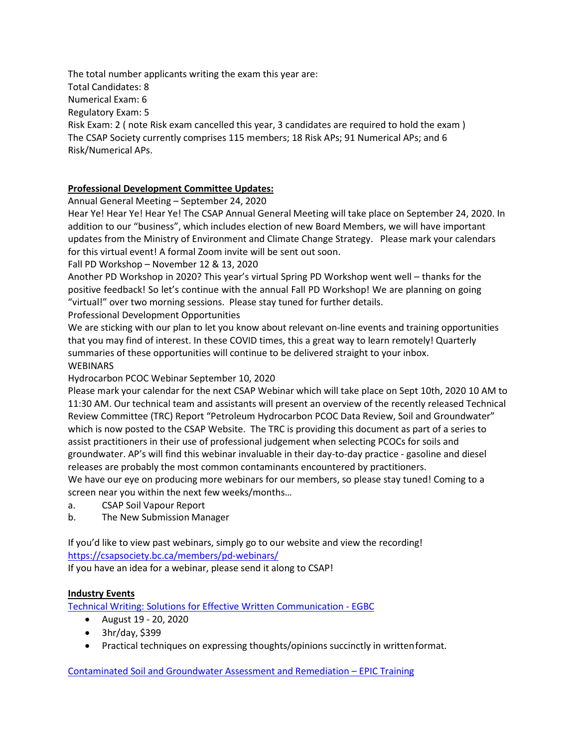The total number applicants writing the exam this year are:
Total Candidates: 8
Numerical Exam: 6
Regulatory Exam: 5
Risk Exam: 2 ( note Risk exam cancelled this year, 3 candidates are required to hold the exam )
The CSAP Society currently comprises 115 members; 18 Risk APs; 91 Numerical APs; and 6 Risk/Numerical APs.

**Professional Development Committee Updates:**

Annual General Meeting – September 24, 2020

Hear Ye! Hear Ye! Hear Ye! The CSAP Annual General Meeting will take place on September 24, 2020. In addition to our "business", which includes election of new Board Members, we will have important updates from the Ministry of Environment and Climate Change Strategy. Please mark your calendars for this virtual event! A formal Zoom invite will be sent out soon.

Fall PD Workshop – November 12 & 13, 2020

Another PD Workshop in 2020? This year's virtual Spring PD Workshop went well – thanks for the positive feedback! So let's continue with the annual Fall PD Workshop! We are planning on going "virtual!" over two morning sessions. Please stay tuned for further details.

Professional Development Opportunities

We are sticking with our plan to let you know about relevant on-line events and training opportunities that you may find of interest. In these COVID times, this a great way to learn remotely! Quarterly summaries of these opportunities will continue to be delivered straight to your inbox.

WEBINARS

Hydrocarbon PCOC Webinar September 10, 2020

Please mark your calendar for the next CSAP Webinar which will take place on Sept 10th, 2020 10 AM to 11:30 AM. Our technical team and assistants will present an overview of the recently released Technical Review Committee (TRC) Report "Petroleum Hydrocarbon PCOC Data Review, Soil and Groundwater" which is now posted to the CSAP Website. The TRC is providing this document as part of a series to assist practitioners in their use of professional judgement when selecting PCOCs for soils and groundwater. AP's will find this webinar invaluable in their day-to-day practice - gasoline and diesel releases are probably the most common contaminants encountered by practitioners.

We have our eye on producing more webinars for our members, so please stay tuned! Coming to a screen near you within the next few weeks/months…

a. CSAP Soil Vapour Report
b. The New Submission Manager

If you'd like to view past webinars, simply go to our website and view the recording!
https://csapsociety.bc.ca/members/pd-webinars/
If you have an idea for a webinar, please send it along to CSAP!

**Industry Events**

Technical Writing: Solutions for Effective Written Communication - EGBC

- August 19 - 20, 2020
- 3hr/day, $399
- Practical techniques on expressing thoughts/opinions succinctly in written format.

Contaminated Soil and Groundwater Assessment and Remediation – EPIC Training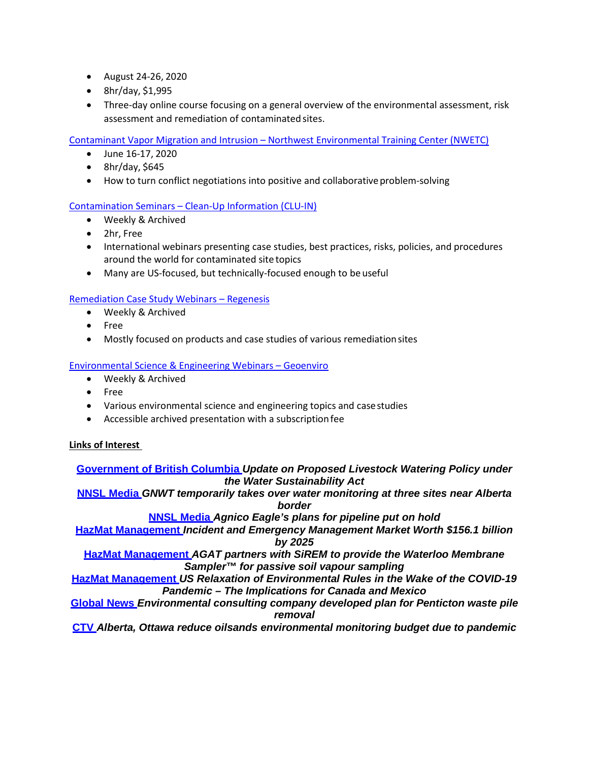- August 24-26, 2020
- 8hr/day, $1,995
- Three-day online course focusing on a general overview of the environmental assessment, risk assessment and remediation of contaminated sites.

Contaminant Vapor Migration and Intrusion – Northwest Environmental Training Center (NWETC)

- June 16-17, 2020
- 8hr/day, $645
- How to turn conflict negotiations into positive and collaborative problem-solving

Contamination Seminars – Clean-Up Information (CLU-IN)

- Weekly & Archived
- 2hr, Free
- International webinars presenting case studies, best practices, risks, policies, and procedures around the world for contaminated site topics
- Many are US-focused, but technically-focused enough to be useful

Remediation Case Study Webinars – Regenesis

- Weekly & Archived
- Free
- Mostly focused on products and case studies of various remediation sites

Environmental Science & Engineering Webinars – Geoenviro

- Weekly & Archived
- Free
- Various environmental science and engineering topics and case studies
- Accessible archived presentation with a subscription fee

**Links of Interest**

**Government of British Columbia** ***Update on Proposed Livestock Watering Policy under the Water Sustainability Act***

**NNSL Media** ***GNWT temporarily takes over water monitoring at three sites near Alberta border***

**NNSL Media** ***Agnico Eagle's plans for pipeline put on hold***

**HazMat Management** ***Incident and Emergency Management Market Worth $156.1 billion by 2025***

**HazMat Management** ***AGAT partners with SiREM to provide the Waterloo Membrane Sampler™ for passive soil vapour sampling***

**HazMat Management** ***US Relaxation of Environmental Rules in the Wake of the COVID-19 Pandemic – The Implications for Canada and Mexico***

**Global News** ***Environmental consulting company developed plan for Penticton waste pile removal***

**CTV** ***Alberta, Ottawa reduce oilsands environmental monitoring budget due to pandemic***